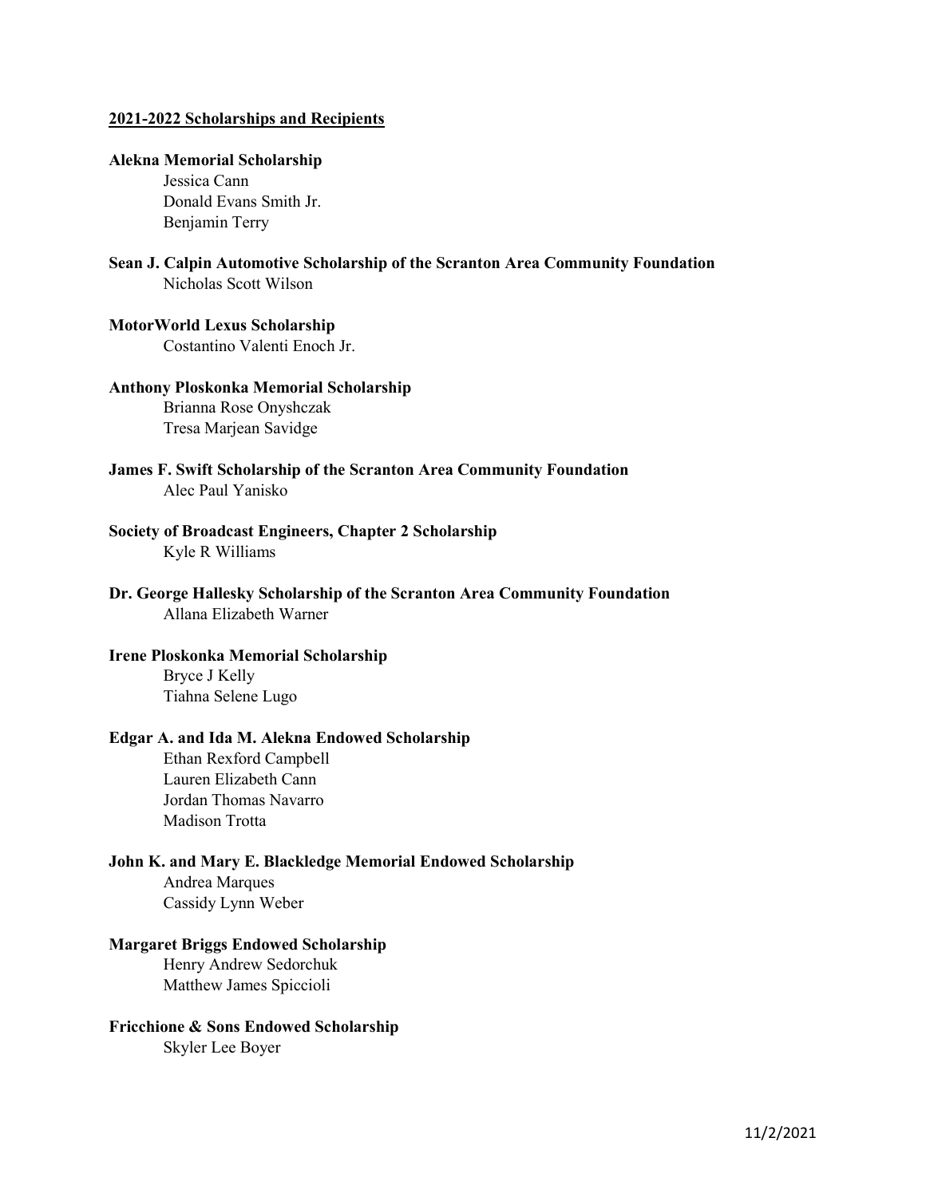## 2021-2022 Scholarships and Recipients

**Alekna Memorial Scholarship**

Jessica Cann
Donald Evans Smith Jr.
Benjamin Terry

**Sean J. Calpin Automotive Scholarship of the Scranton Area Community Foundation**

Nicholas Scott Wilson

**MotorWorld Lexus Scholarship**

Costantino Valenti Enoch Jr.

**Anthony Ploskonka Memorial Scholarship**

Brianna Rose Onyshczak
Tresa Marjean Savidge

**James F. Swift Scholarship of the Scranton Area Community Foundation**

Alec Paul Yanisko

**Society of Broadcast Engineers, Chapter 2 Scholarship**

Kyle R Williams

**Dr. George Hallesky Scholarship of the Scranton Area Community Foundation**

Allana Elizabeth Warner

**Irene Ploskonka Memorial Scholarship**

Bryce J Kelly
Tiahna Selene Lugo

**Edgar A. and Ida M. Alekna Endowed Scholarship**

Ethan Rexford Campbell
Lauren Elizabeth Cann
Jordan Thomas Navarro
Madison Trotta

**John K. and Mary E. Blackledge Memorial Endowed Scholarship**

Andrea Marques
Cassidy Lynn Weber

**Margaret Briggs Endowed Scholarship**

Henry Andrew Sedorchuk
Matthew James Spiccioli

**Fricchione & Sons Endowed Scholarship**

Skyler Lee Boyer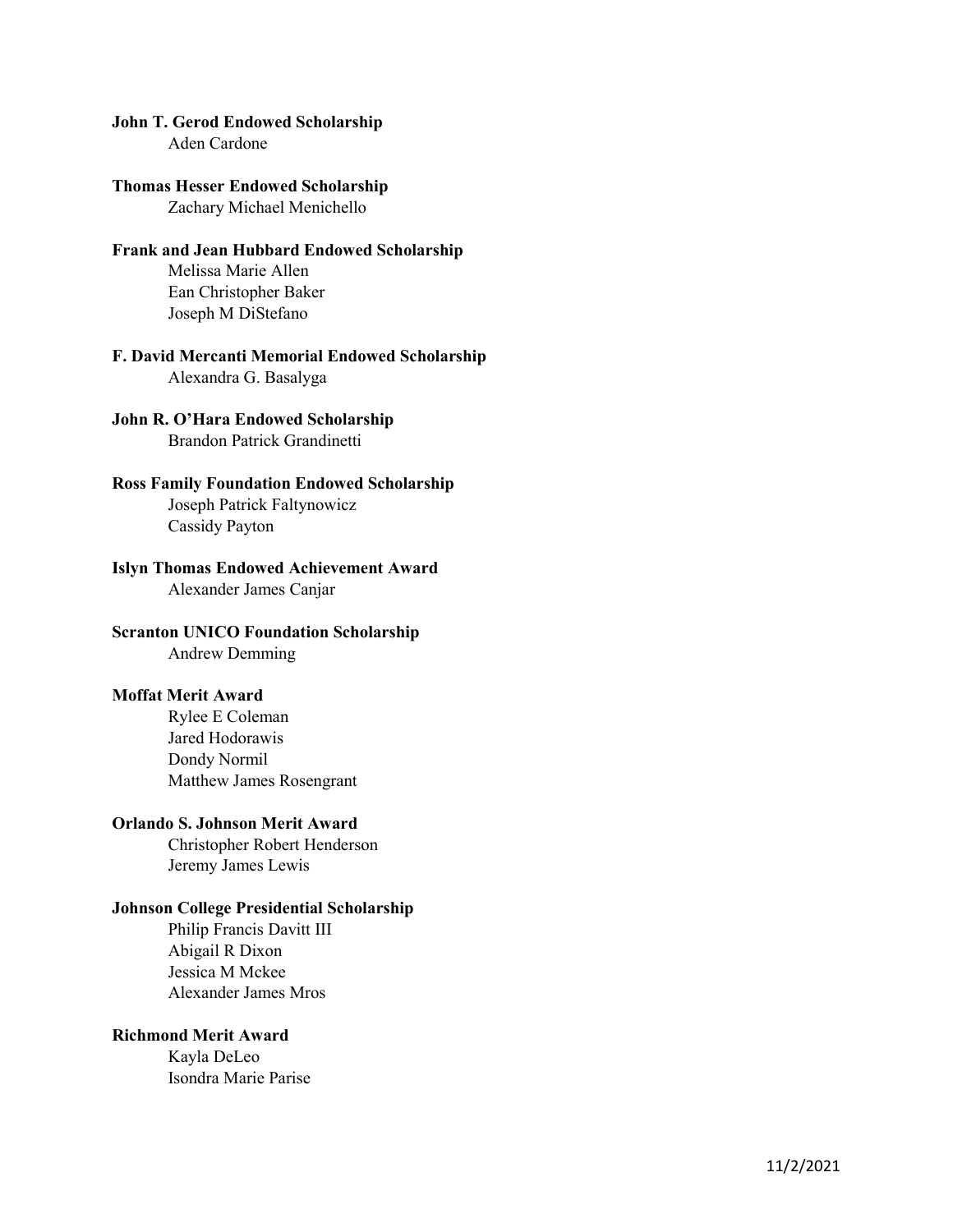**John T. Gerod Endowed Scholarship**

Aden Cardone

**Thomas Hesser Endowed Scholarship**

Zachary Michael Menichello

**Frank and Jean Hubbard Endowed Scholarship**

Melissa Marie Allen
Ean Christopher Baker
Joseph M DiStefano

**F. David Mercanti Memorial Endowed Scholarship**

Alexandra G. Basalyga

**John R. O'Hara Endowed Scholarship**

Brandon Patrick Grandinetti

**Ross Family Foundation Endowed Scholarship**

Joseph Patrick Faltynowicz
Cassidy Payton

**Islyn Thomas Endowed Achievement Award**

Alexander James Canjar

**Scranton UNICO Foundation Scholarship**

Andrew Demming

**Moffat Merit Award**

Rylee E Coleman
Jared Hodorawis
Dondy Normil
Matthew James Rosengrant

**Orlando S. Johnson Merit Award**

Christopher Robert Henderson
Jeremy James Lewis

**Johnson College Presidential Scholarship**

Philip Francis Davitt III
Abigail R Dixon
Jessica M Mckee
Alexander James Mros

**Richmond Merit Award**

Kayla DeLeo
Isondra Marie Parise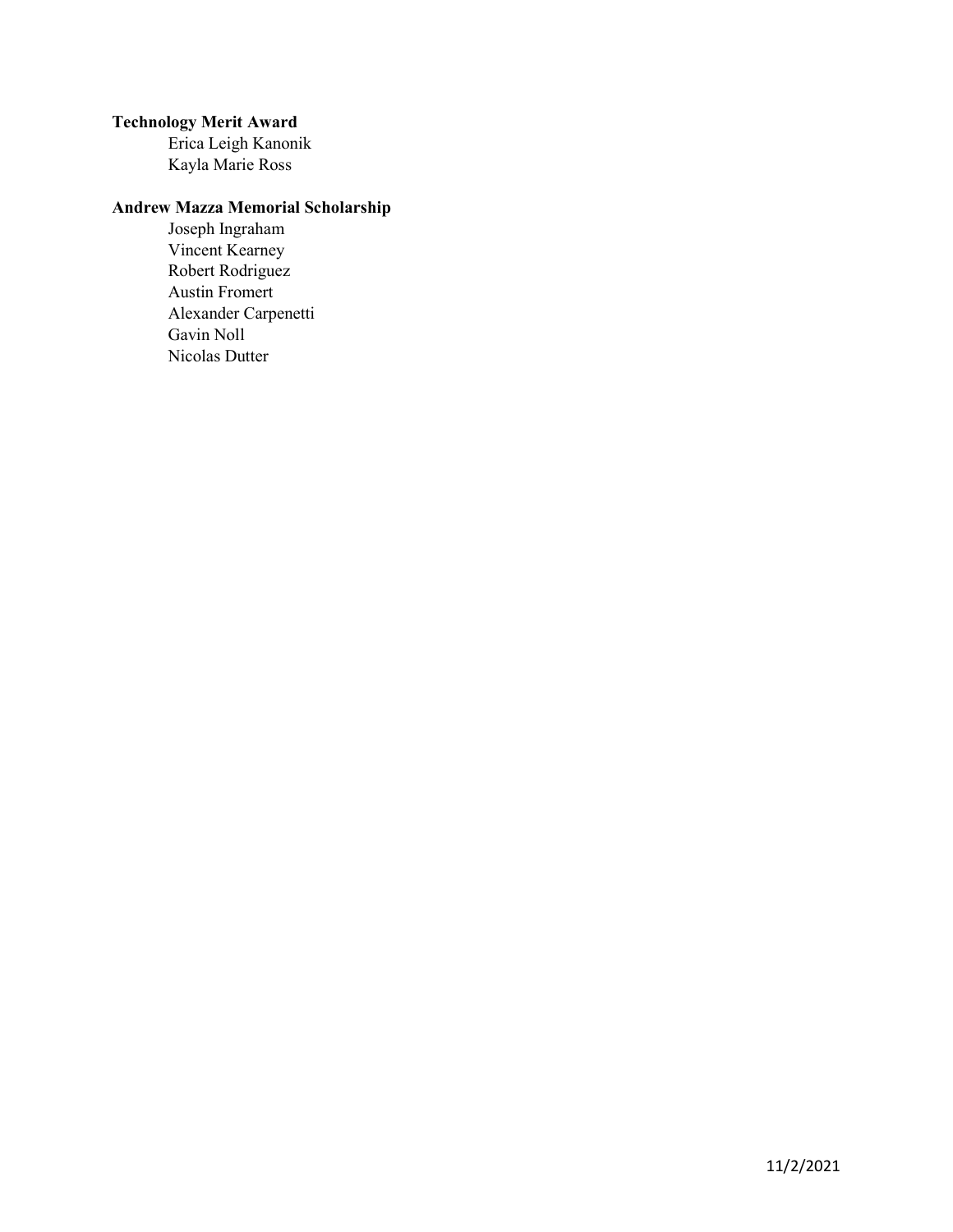**Technology Merit Award**

Erica Leigh Kanonik
Kayla Marie Ross

**Andrew Mazza Memorial Scholarship**

Joseph Ingraham
Vincent Kearney
Robert Rodriguez
Austin Fromert
Alexander Carpenetti
Gavin Noll
Nicolas Dutter